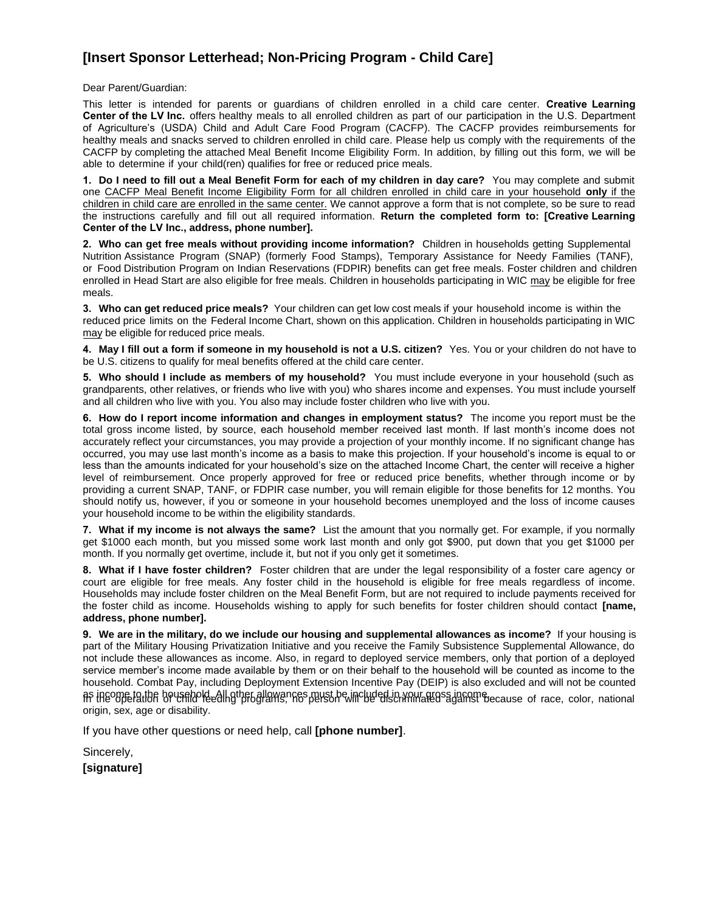# [Insert Sponsor Letterhead; Non-Pricing Program - Child Care]

Dear Parent/Guardian:

This letter is intended for parents or guardians of children enrolled in a child care center. **Creative Learning Center of the LV Inc.** offers healthy meals to all enrolled children as part of our participation in the U.S. Department of Agriculture's (USDA) Child and Adult Care Food Program (CACFP). The CACFP provides reimbursements for healthy meals and snacks served to children enrolled in child care. Please help us comply with the requirements of the CACFP by completing the attached Meal Benefit Income Eligibility Form. In addition, by filling out this form, we will be able to determine if your child(ren) qualifies for free or reduced price meals.

**1. Do I need to fill out a Meal Benefit Form for each of my children in day care?** You may complete and submit one <u>CACFP Meal Benefit Income Eligibility Form for all children enrolled in child care in your household</u> **<u>only</u>** <u>if the children in child care are enrolled in the same center.</u> We cannot approve a form that is not complete, so be sure to read the instructions carefully and fill out all required information. **Return the completed form to: [Creative Learning Center of the LV Inc., address, phone number].**

**2. Who can get free meals without providing income information?** Children in households getting Supplemental Nutrition Assistance Program (SNAP) (formerly Food Stamps), Temporary Assistance for Needy Families (TANF), or Food Distribution Program on Indian Reservations (FDPIR) benefits can get free meals. Foster children and children enrolled in Head Start are also eligible for free meals. Children in households participating in WIC <u>may</u> be eligible for free meals.

**3. Who can get reduced price meals?** Your children can get low cost meals if your household income is within the reduced price limits on the Federal Income Chart, shown on this application. Children in households participating in WIC <u>may</u> be eligible for reduced price meals.

**4. May I fill out a form if someone in my household is not a U.S. citizen?** Yes. You or your children do not have to be U.S. citizens to qualify for meal benefits offered at the child care center.

**5. Who should I include as members of my household?** You must include everyone in your household (such as grandparents, other relatives, or friends who live with you) who shares income and expenses. You must include yourself and all children who live with you. You also may include foster children who live with you.

**6. How do I report income information and changes in employment status?** The income you report must be the total gross income listed, by source, each household member received last month. If last month's income does not accurately reflect your circumstances, you may provide a projection of your monthly income. If no significant change has occurred, you may use last month's income as a basis to make this projection. If your household's income is equal to or less than the amounts indicated for your household's size on the attached Income Chart, the center will receive a higher level of reimbursement. Once properly approved for free or reduced price benefits, whether through income or by providing a current SNAP, TANF, or FDPIR case number, you will remain eligible for those benefits for 12 months. You should notify us, however, if you or someone in your household becomes unemployed and the loss of income causes your household income to be within the eligibility standards.

**7. What if my income is not always the same?** List the amount that you normally get. For example, if you normally get $1000 each month, but you missed some work last month and only got $900, put down that you get $1000 per month. If you normally get overtime, include it, but not if you only get it sometimes.

**8. What if I have foster children?** Foster children that are under the legal responsibility of a foster care agency or court are eligible for free meals. Any foster child in the household is eligible for free meals regardless of income. Households may include foster children on the Meal Benefit Form, but are not required to include payments received for the foster child as income. Households wishing to apply for such benefits for foster children should contact **[name, address, phone number].**

**9. We are in the military, do we include our housing and supplemental allowances as income?** If your housing is part of the Military Housing Privatization Initiative and you receive the Family Subsistence Supplemental Allowance, do not include these allowances as income. Also, in regard to deployed service members, only that portion of a deployed service member's income made available by them or on their behalf to the household will be counted as income to the household. Combat Pay, including Deployment Extension Incentive Pay (DEIP) is also excluded and will not be counted as income to the household. All other allowances must be included in your gross income.

In the operation of child feeding programs, no person will be discriminated against because of race, color, national origin, sex, age or disability.

If you have other questions or need help, call **[phone number]**.

Sincerely,

**[signature]**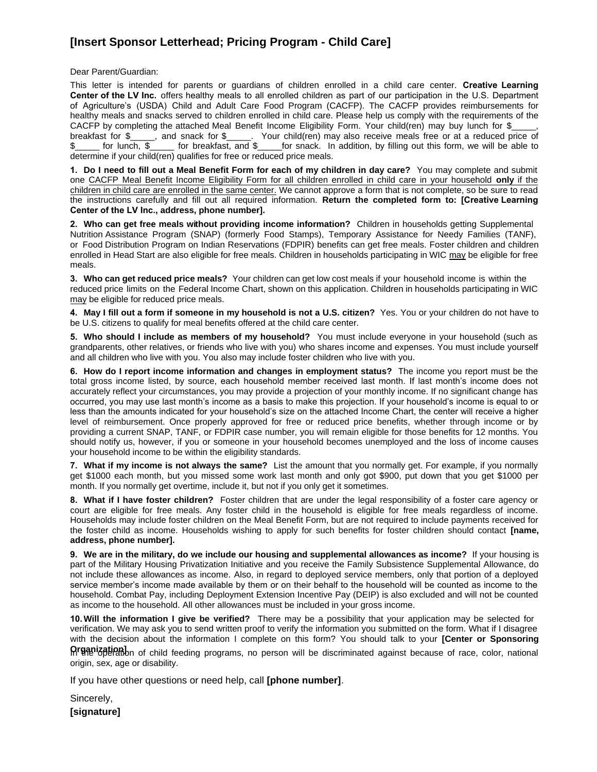# [Insert Sponsor Letterhead; Pricing Program - Child Care]

Dear Parent/Guardian:

This letter is intended for parents or guardians of children enrolled in a child care center. **Creative Learning Center of the LV Inc.** offers healthy meals to all enrolled children as part of our participation in the U.S. Department of Agriculture's (USDA) Child and Adult Care Food Program (CACFP). The CACFP provides reimbursements for healthy meals and snacks served to children enrolled in child care. Please help us comply with the requirements of the CACFP by completing the attached Meal Benefit Income Eligibility Form. Your child(ren) may buy lunch for $_____, breakfast for $_____, and snack for $_____. Your child(ren) may also receive meals free or at a reduced price of $_____ for lunch, $_____ for breakfast, and $_____for snack. In addition, by filling out this form, we will be able to determine if your child(ren) qualifies for free or reduced price meals.

**1. Do I need to fill out a Meal Benefit Form for each of my children in day care?** You may complete and submit one CACFP Meal Benefit Income Eligibility Form for all children enrolled in child care in your household **only** if the children in child care are enrolled in the same center. We cannot approve a form that is not complete, so be sure to read the instructions carefully and fill out all required information. **Return the completed form to: [Creative Learning Center of the LV Inc., address, phone number].**

**2. Who can get free meals without providing income information?** Children in households getting Supplemental Nutrition Assistance Program (SNAP) (formerly Food Stamps), Temporary Assistance for Needy Families (TANF), or Food Distribution Program on Indian Reservations (FDPIR) benefits can get free meals. Foster children and children enrolled in Head Start are also eligible for free meals. Children in households participating in WIC may be eligible for free meals.

**3. Who can get reduced price meals?** Your children can get low cost meals if your household income is within the reduced price limits on the Federal Income Chart, shown on this application. Children in households participating in WIC may be eligible for reduced price meals.

**4. May I fill out a form if someone in my household is not a U.S. citizen?** Yes. You or your children do not have to be U.S. citizens to qualify for meal benefits offered at the child care center.

**5. Who should I include as members of my household?** You must include everyone in your household (such as grandparents, other relatives, or friends who live with you) who shares income and expenses. You must include yourself and all children who live with you. You also may include foster children who live with you.

**6. How do I report income information and changes in employment status?** The income you report must be the total gross income listed, by source, each household member received last month. If last month's income does not accurately reflect your circumstances, you may provide a projection of your monthly income. If no significant change has occurred, you may use last month's income as a basis to make this projection. If your household's income is equal to or less than the amounts indicated for your household's size on the attached Income Chart, the center will receive a higher level of reimbursement. Once properly approved for free or reduced price benefits, whether through income or by providing a current SNAP, TANF, or FDPIR case number, you will remain eligible for those benefits for 12 months. You should notify us, however, if you or someone in your household becomes unemployed and the loss of income causes your household income to be within the eligibility standards.

**7. What if my income is not always the same?** List the amount that you normally get. For example, if you normally get $1000 each month, but you missed some work last month and only got $900, put down that you get $1000 per month. If you normally get overtime, include it, but not if you only get it sometimes.

**8. What if I have foster children?** Foster children that are under the legal responsibility of a foster care agency or court are eligible for free meals. Any foster child in the household is eligible for free meals regardless of income. Households may include foster children on the Meal Benefit Form, but are not required to include payments received for the foster child as income. Households wishing to apply for such benefits for foster children should contact **[name, address, phone number].**

**9. We are in the military, do we include our housing and supplemental allowances as income?** If your housing is part of the Military Housing Privatization Initiative and you receive the Family Subsistence Supplemental Allowance, do not include these allowances as income. Also, in regard to deployed service members, only that portion of a deployed service member's income made available by them or on their behalf to the household will be counted as income to the household. Combat Pay, including Deployment Extension Incentive Pay (DEIP) is also excluded and will not be counted as income to the household. All other allowances must be included in your gross income.

**10. Will the information I give be verified?** There may be a possibility that your application may be selected for verification. We may ask you to send written proof to verify the information you submitted on the form. What if I disagree with the decision about the information I complete on this form? You should talk to your **[Center or Sponsoring Organization]**

In the operation of child feeding programs, no person will be discriminated against because of race, color, national origin, sex, age or disability.

If you have other questions or need help, call **[phone number]**.

Sincerely,

**[signature]**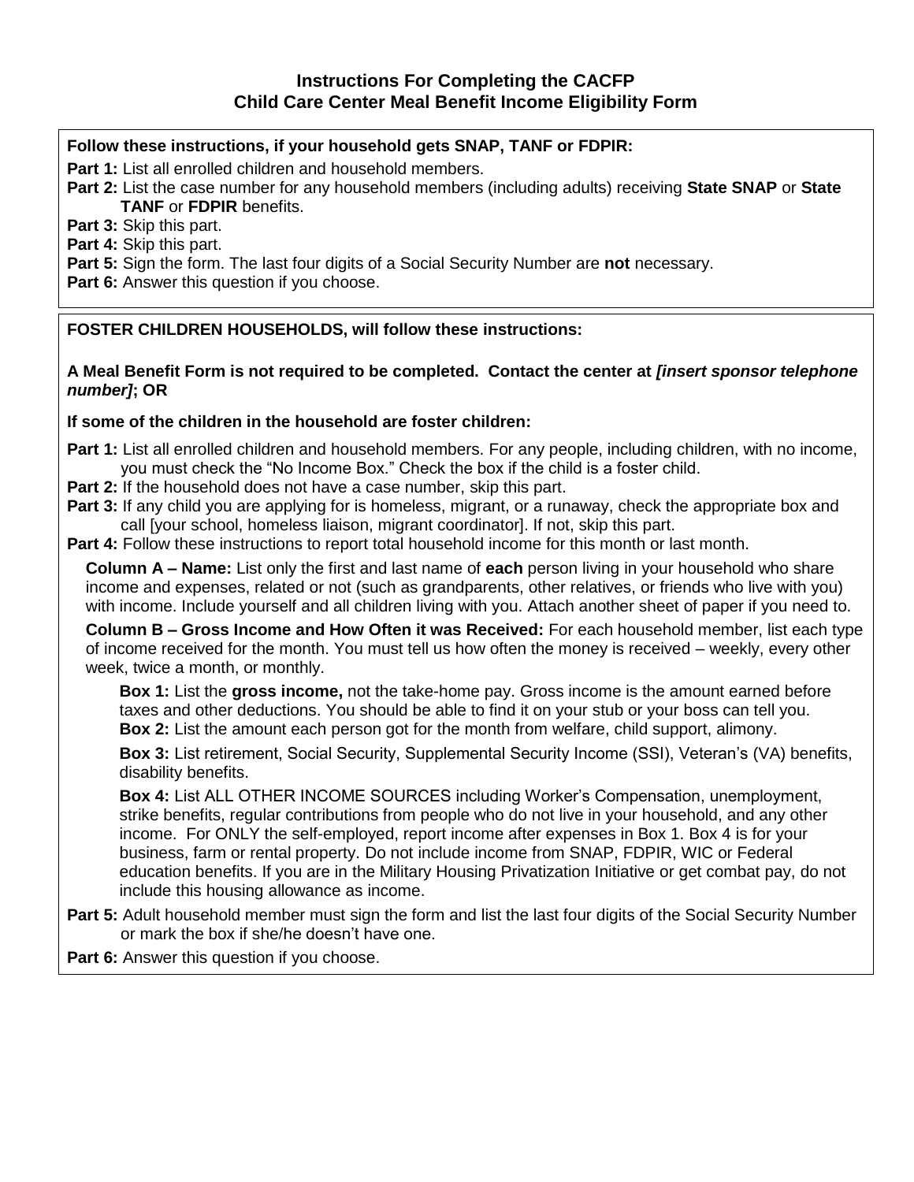## Instructions For Completing the CACFP Child Care Center Meal Benefit Income Eligibility Form

**Follow these instructions, if your household gets SNAP, TANF or FDPIR:**

**Part 1:** List all enrolled children and household members.

**Part 2:** List the case number for any household members (including adults) receiving **State SNAP** or **State TANF** or **FDPIR** benefits.

**Part 3:** Skip this part.

**Part 4:** Skip this part.

**Part 5:** Sign the form. The last four digits of a Social Security Number are **not** necessary.

**Part 6:** Answer this question if you choose.

**FOSTER CHILDREN HOUSEHOLDS, will follow these instructions:**

**A Meal Benefit Form is not required to be completed. Contact the center at *[insert sponsor telephone number]*; OR**

**If some of the children in the household are foster children:**

**Part 1:** List all enrolled children and household members. For any people, including children, with no income, you must check the "No Income Box." Check the box if the child is a foster child.

**Part 2:** If the household does not have a case number, skip this part.

**Part 3:** If any child you are applying for is homeless, migrant, or a runaway, check the appropriate box and call [your school, homeless liaison, migrant coordinator]. If not, skip this part.

**Part 4:** Follow these instructions to report total household income for this month or last month.

**Column A – Name:** List only the first and last name of **each** person living in your household who share income and expenses, related or not (such as grandparents, other relatives, or friends who live with you) with income. Include yourself and all children living with you. Attach another sheet of paper if you need to.

**Column B – Gross Income and How Often it was Received:** For each household member, list each type of income received for the month. You must tell us how often the money is received – weekly, every other week, twice a month, or monthly.

**Box 1:** List the **gross income,** not the take-home pay. Gross income is the amount earned before taxes and other deductions. You should be able to find it on your stub or your boss can tell you.

**Box 2:** List the amount each person got for the month from welfare, child support, alimony.

**Box 3:** List retirement, Social Security, Supplemental Security Income (SSI), Veteran's (VA) benefits, disability benefits.

**Box 4:** List ALL OTHER INCOME SOURCES including Worker's Compensation, unemployment, strike benefits, regular contributions from people who do not live in your household, and any other income. For ONLY the self-employed, report income after expenses in Box 1. Box 4 is for your business, farm or rental property. Do not include income from SNAP, FDPIR, WIC or Federal education benefits. If you are in the Military Housing Privatization Initiative or get combat pay, do not include this housing allowance as income.

**Part 5:** Adult household member must sign the form and list the last four digits of the Social Security Number or mark the box if she/he doesn't have one.

**Part 6:** Answer this question if you choose.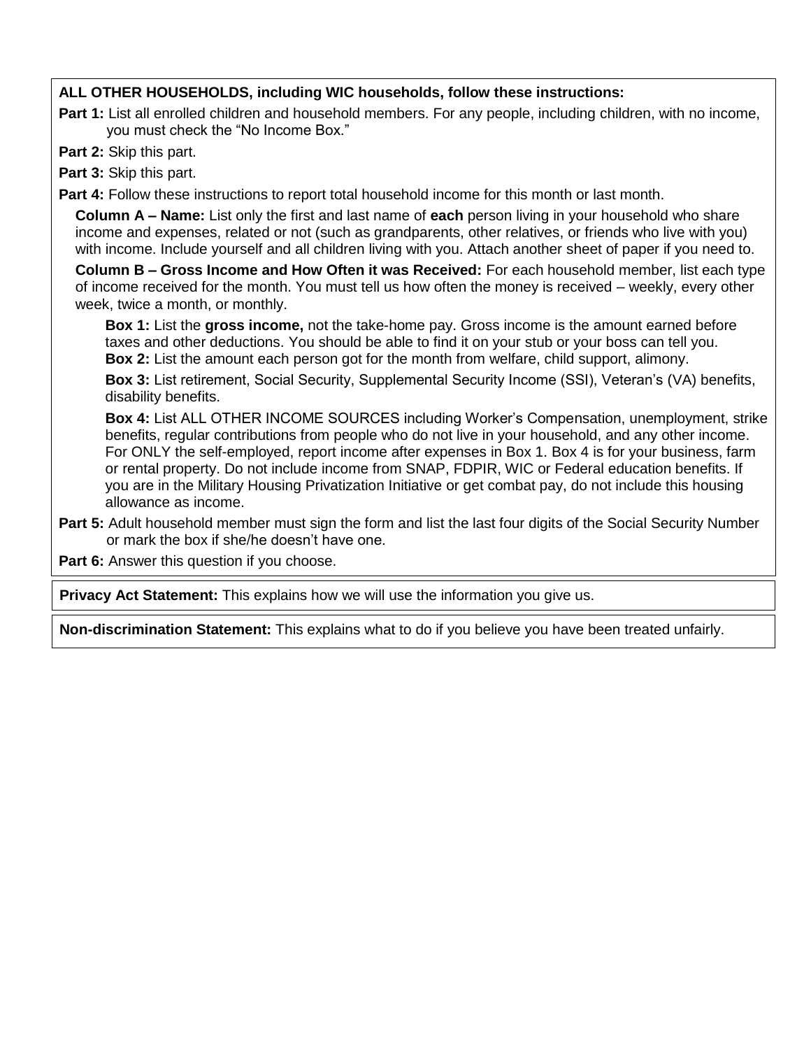**ALL OTHER HOUSEHOLDS, including WIC households, follow these instructions:**

**Part 1:** List all enrolled children and household members. For any people, including children, with no income, you must check the "No Income Box."

**Part 2:** Skip this part.

**Part 3:** Skip this part.

**Part 4:** Follow these instructions to report total household income for this month or last month.

**Column A – Name:** List only the first and last name of **each** person living in your household who share income and expenses, related or not (such as grandparents, other relatives, or friends who live with you) with income. Include yourself and all children living with you. Attach another sheet of paper if you need to.

**Column B – Gross Income and How Often it was Received:** For each household member, list each type of income received for the month. You must tell us how often the money is received – weekly, every other week, twice a month, or monthly.

**Box 1:** List the **gross income,** not the take-home pay. Gross income is the amount earned before taxes and other deductions. You should be able to find it on your stub or your boss can tell you.

**Box 2:** List the amount each person got for the month from welfare, child support, alimony.

**Box 3:** List retirement, Social Security, Supplemental Security Income (SSI), Veteran's (VA) benefits, disability benefits.

**Box 4:** List ALL OTHER INCOME SOURCES including Worker's Compensation, unemployment, strike benefits, regular contributions from people who do not live in your household, and any other income. For ONLY the self-employed, report income after expenses in Box 1. Box 4 is for your business, farm or rental property. Do not include income from SNAP, FDPIR, WIC or Federal education benefits. If you are in the Military Housing Privatization Initiative or get combat pay, do not include this housing allowance as income.

**Part 5:** Adult household member must sign the form and list the last four digits of the Social Security Number or mark the box if she/he doesn't have one.

**Part 6:** Answer this question if you choose.

**Privacy Act Statement:** This explains how we will use the information you give us.

**Non-discrimination Statement:** This explains what to do if you believe you have been treated unfairly.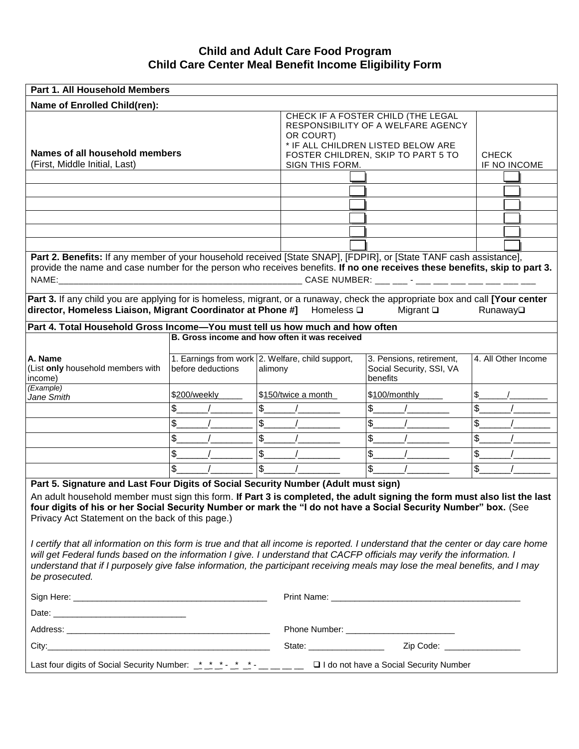# Child and Adult Care Food Program
## Child Care Center Meal Benefit Income Eligibility Form

**Part 1. All Household Members**

**Name of Enrolled Child(ren):**

| **Names of all household members** (First, Middle Initial, Last) | CHECK IF A FOSTER CHILD (THE LEGAL RESPONSIBILITY OF A WELFARE AGENCY OR COURT) * IF ALL CHILDREN LISTED BELOW ARE FOSTER CHILDREN, SKIP TO PART 5 TO SIGN THIS FORM. | CHECK IF NO INCOME |
|---|---|---|
| | ☐ | ☐ |
| | ☐ | ☐ |
| | ☐ | ☐ |
| | ☐ | ☐ |
| | ☐ | ☐ |
| | ☐ | ☐ |

**Part 2. Benefits:** If any member of your household received [State SNAP], [FDPIR], or [State TANF cash assistance], provide the name and case number for the person who receives benefits. **If no one receives these benefits, skip to part 3.**

NAME:___________________________________________________ CASE NUMBER: ___ ___ - ___ ___ ___ ___ ___ ___ ___

**Part 3.** If any child you are applying for is homeless, migrant, or a runaway, check the appropriate box and call **[Your center director, Homeless Liaison, Migrant Coordinator at Phone #]** Homeless ☐ Migrant ☐ Runaway☐

**Part 4. Total Household Gross Income—You must tell us how much and how often**

| **A. Name** (List **only** household members with income) | **B. Gross income and how often it was received** 1. Earnings from work before deductions | 2. Welfare, child support, alimony | 3. Pensions, retirement, Social Security, SSI, VA benefits | 4. All Other Income |
|---|---|---|---|---|
| *(Example)* *Jane Smith* | $200/weekly_____ | $150/twice a month_ | $100/monthly_____ | $______/________ |
| | $______/________ | $______/________ | $______/________ | $______/________ |
| | $______/________ | $______/________ | $______/________ | $______/________ |
| | $______/________ | $______/________ | $______/________ | $______/________ |
| | $______/________ | $______/________ | $______/________ | $______/________ |
| | $______/________ | $______/________ | $______/________ | $______/________ |

**Part 5. Signature and Last Four Digits of Social Security Number (Adult must sign)**

An adult household member must sign this form. **If Part 3 is completed, the adult signing the form must also list the last four digits of his or her Social Security Number or mark the "I do not have a Social Security Number" box.** (See Privacy Act Statement on the back of this page.)

*I certify that all information on this form is true and that all income is reported. I understand that the center or day care home will get Federal funds based on the information I give. I understand that CACFP officials may verify the information. I understand that if I purposely give false information, the participant receiving meals may lose the meal benefits, and I may be prosecuted.*

Sign Here: ________________________________________ Print Name: ________________________________________

Date: ____________________________

Address: ____________________________________________ Phone Number: _______________________

City:________________________________________________ State: ________________ Zip Code: ________________

Last four digits of Social Security Number: _*_ _*_ _*_ - _*_ _*_ - __ __ __ __ ☐ I do not have a Social Security Number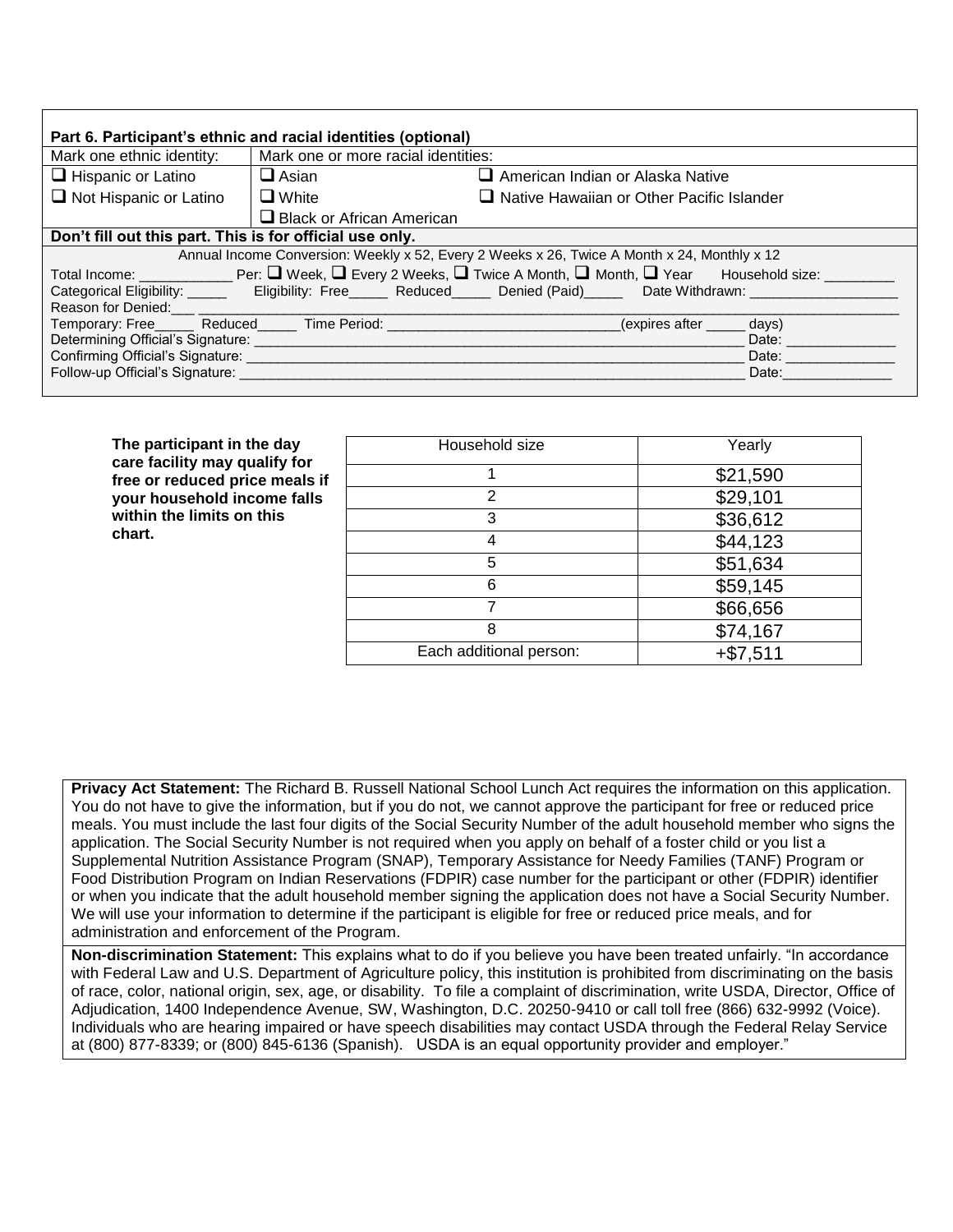## Part 6. Participant's ethnic and racial identities (optional)

| Mark one ethnic identity: | Mark one or more racial identities: | |
|---|---|---|
| ❑ Hispanic or Latino | ❑ Asian | ❑ American Indian or Alaska Native |
| ❑ Not Hispanic or Latino | ❑ White | ❑ Native Hawaiian or Other Pacific Islander |
| | ❑ Black or African American | |

**Don't fill out this part. This is for official use only.**

Annual Income Conversion: Weekly x 52, Every 2 Weeks x 26, Twice A Month x 24, Monthly x 12

Total Income: ____________ Per: ❑ Week, ❑ Every 2 Weeks, ❑ Twice A Month, ❑ Month, ❑ Year Household size: _________

Categorical Eligibility: _____ Eligibility: Free_____ Reduced_____ Denied (Paid)_____ Date Withdrawn: ___________________

Reason for Denied:___ ________________________________________________________________________________

Temporary: Free_____ Reduced_____ Time Period: ______________________________(expires after _____ days)

Determining Official's Signature: ____________________________________________________________ Date: ______________

Confirming Official's Signature: _____________________________________________________________ Date: ______________

Follow-up Official's Signature: ______________________________________________________________ Date:______________

**The participant in the day care facility may qualify for free or reduced price meals if your household income falls within the limits on this chart.**

| Household size | Yearly |
|---|---|
| 1 | $21,590 |
| 2 | $29,101 |
| 3 | $36,612 |
| 4 | $44,123 |
| 5 | $51,634 |
| 6 | $59,145 |
| 7 | $66,656 |
| 8 | $74,167 |
| Each additional person: | +$7,511 |

**Privacy Act Statement:** The Richard B. Russell National School Lunch Act requires the information on this application. You do not have to give the information, but if you do not, we cannot approve the participant for free or reduced price meals. You must include the last four digits of the Social Security Number of the adult household member who signs the application. The Social Security Number is not required when you apply on behalf of a foster child or you list a Supplemental Nutrition Assistance Program (SNAP), Temporary Assistance for Needy Families (TANF) Program or Food Distribution Program on Indian Reservations (FDPIR) case number for the participant or other (FDPIR) identifier or when you indicate that the adult household member signing the application does not have a Social Security Number. We will use your information to determine if the participant is eligible for free or reduced price meals, and for administration and enforcement of the Program.

**Non-discrimination Statement:** This explains what to do if you believe you have been treated unfairly. "In accordance with Federal Law and U.S. Department of Agriculture policy, this institution is prohibited from discriminating on the basis of race, color, national origin, sex, age, or disability. To file a complaint of discrimination, write USDA, Director, Office of Adjudication, 1400 Independence Avenue, SW, Washington, D.C. 20250-9410 or call toll free (866) 632-9992 (Voice). Individuals who are hearing impaired or have speech disabilities may contact USDA through the Federal Relay Service at (800) 877-8339; or (800) 845-6136 (Spanish). USDA is an equal opportunity provider and employer."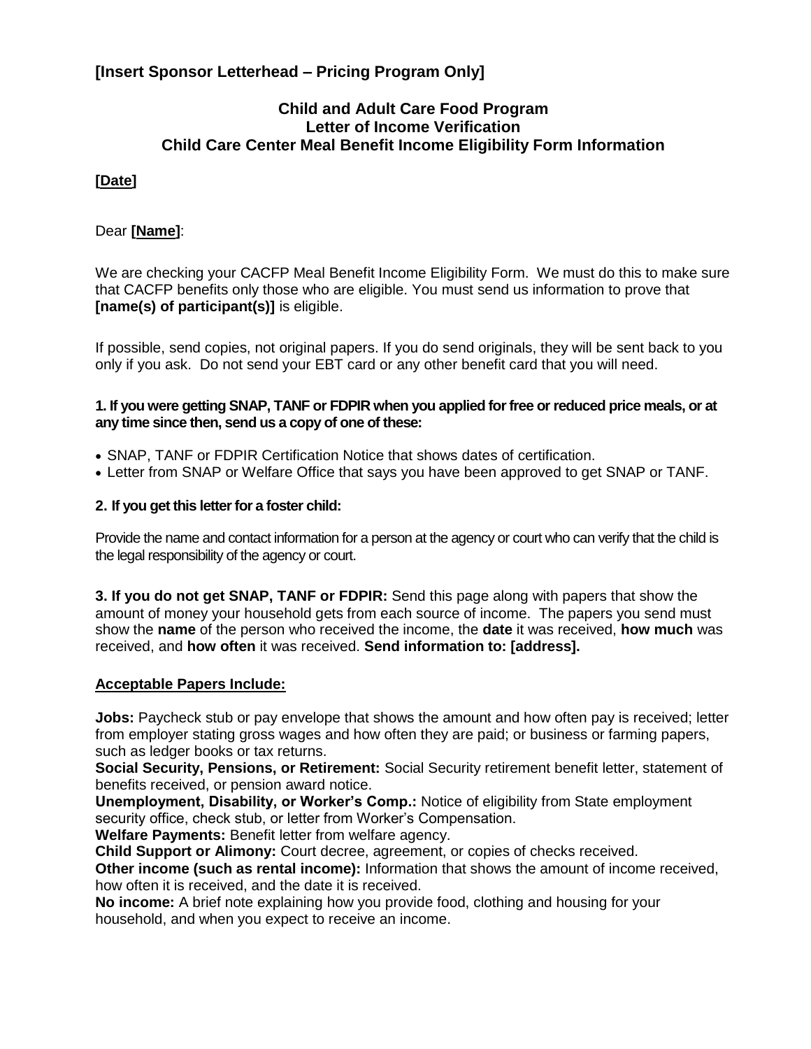**[Insert Sponsor Letterhead – Pricing Program Only]**

## Child and Adult Care Food Program
## Letter of Income Verification
## Child Care Center Meal Benefit Income Eligibility Form Information

**[Date]**

Dear **[Name]**:

We are checking your CACFP Meal Benefit Income Eligibility Form. We must do this to make sure that CACFP benefits only those who are eligible. You must send us information to prove that **[name(s) of participant(s)]** is eligible.

If possible, send copies, not original papers. If you do send originals, they will be sent back to you only if you ask. Do not send your EBT card or any other benefit card that you will need.

**1. If you were getting SNAP, TANF or FDPIR when you applied for free or reduced price meals, or at any time since then, send us a copy of one of these:**

- SNAP, TANF or FDPIR Certification Notice that shows dates of certification.
- Letter from SNAP or Welfare Office that says you have been approved to get SNAP or TANF.

**2. If you get this letter for a foster child:**

Provide the name and contact information for a person at the agency or court who can verify that the child is the legal responsibility of the agency or court.

**3. If you do not get SNAP, TANF or FDPIR:** Send this page along with papers that show the amount of money your household gets from each source of income. The papers you send must show the **name** of the person who received the income, the **date** it was received, **how much** was received, and **how often** it was received. **Send information to: [address].**

**Acceptable Papers Include:**

**Jobs:** Paycheck stub or pay envelope that shows the amount and how often pay is received; letter from employer stating gross wages and how often they are paid; or business or farming papers, such as ledger books or tax returns.
**Social Security, Pensions, or Retirement:** Social Security retirement benefit letter, statement of benefits received, or pension award notice.
**Unemployment, Disability, or Worker's Comp.:** Notice of eligibility from State employment security office, check stub, or letter from Worker's Compensation.
**Welfare Payments:** Benefit letter from welfare agency.
**Child Support or Alimony:** Court decree, agreement, or copies of checks received.
**Other income (such as rental income):** Information that shows the amount of income received, how often it is received, and the date it is received.
**No income:** A brief note explaining how you provide food, clothing and housing for your household, and when you expect to receive an income.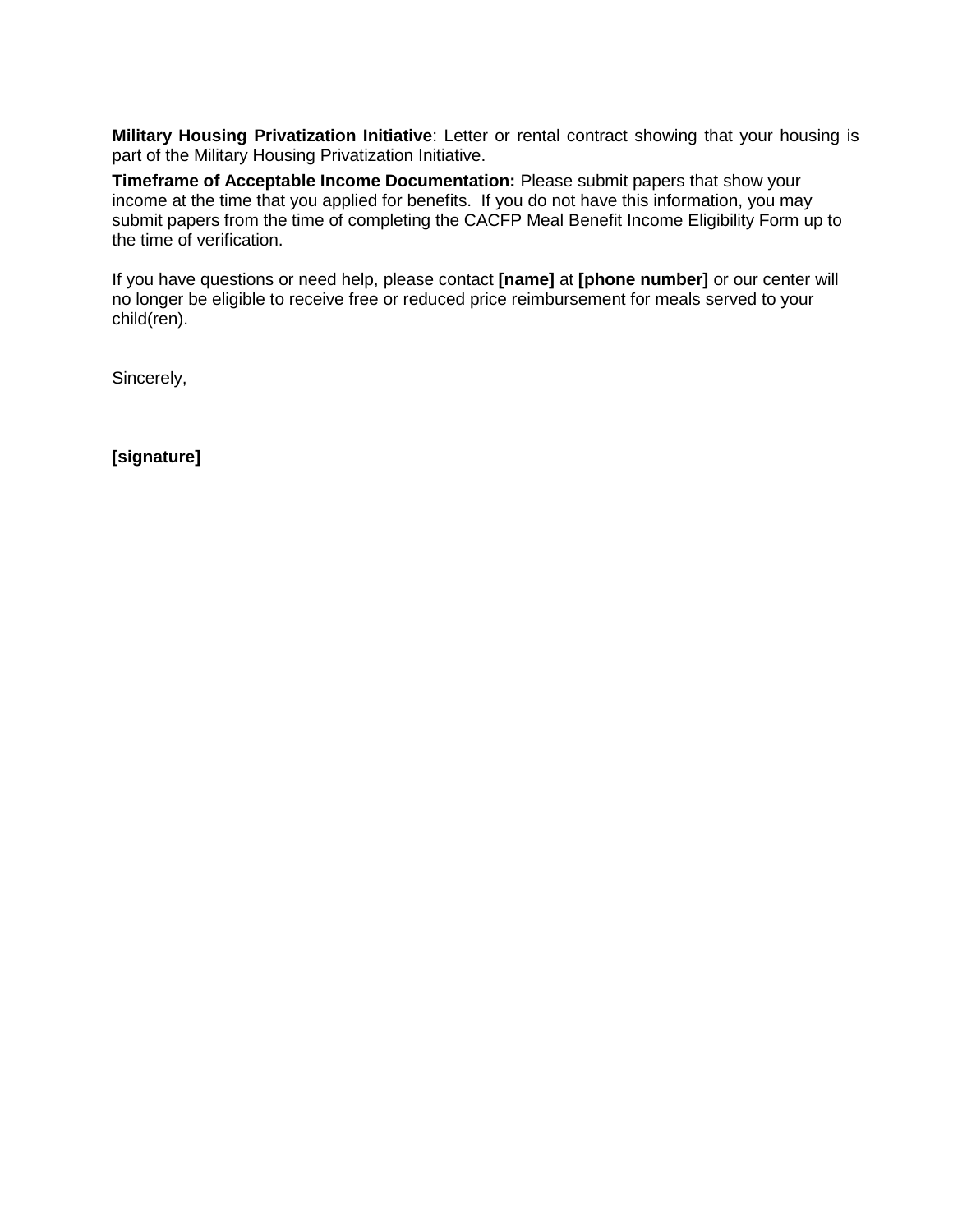**Military Housing Privatization Initiative**: Letter or rental contract showing that your housing is part of the Military Housing Privatization Initiative.

**Timeframe of Acceptable Income Documentation:** Please submit papers that show your income at the time that you applied for benefits. If you do not have this information, you may submit papers from the time of completing the CACFP Meal Benefit Income Eligibility Form up to the time of verification.

If you have questions or need help, please contact **[name]** at **[phone number]** or our center will no longer be eligible to receive free or reduced price reimbursement for meals served to your child(ren).

Sincerely,

**[signature]**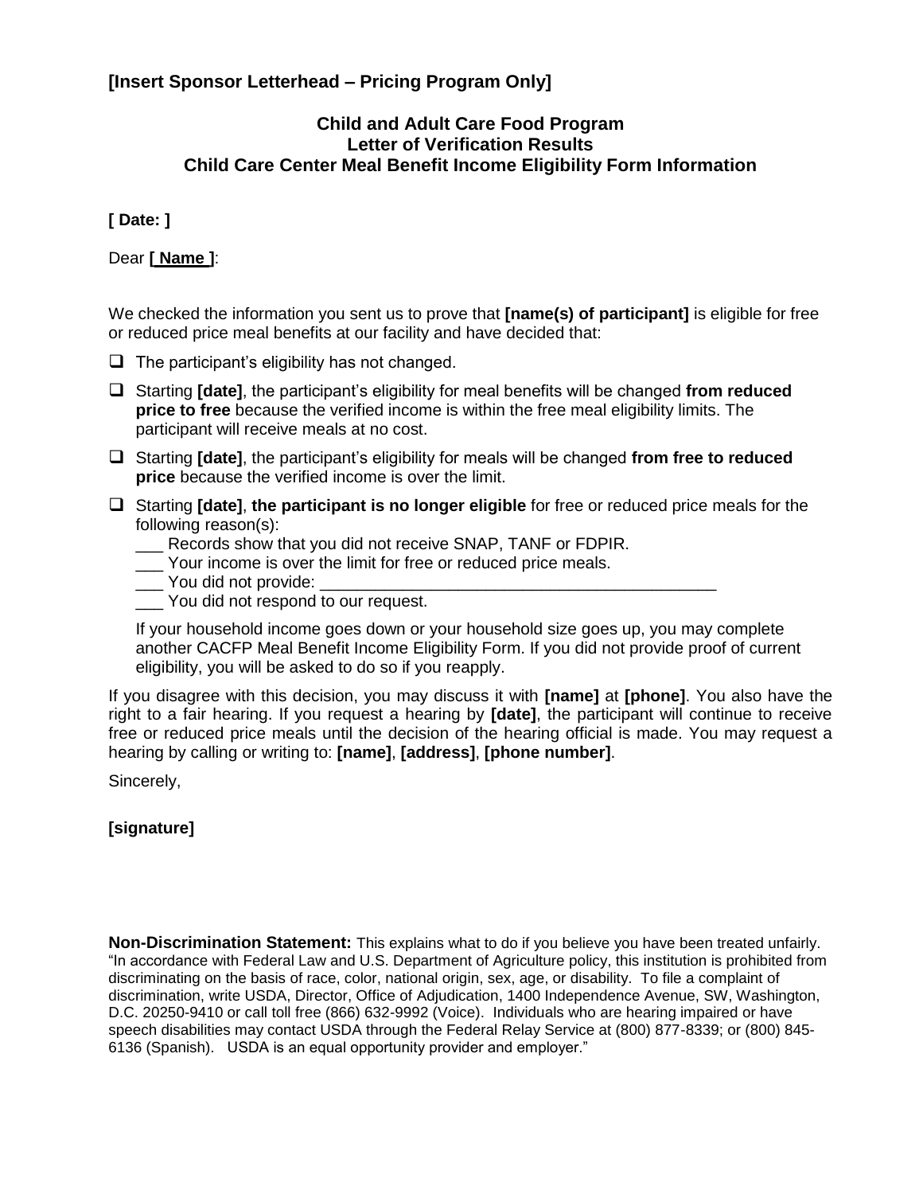**[Insert Sponsor Letterhead – Pricing Program Only]**

## Child and Adult Care Food Program
## Letter of Verification Results
## Child Care Center Meal Benefit Income Eligibility Form Information

**[ Date: ]**

Dear **[ Name ]**:

We checked the information you sent us to prove that **[name(s) of participant]** is eligible for free or reduced price meal benefits at our facility and have decided that:

- ☐ The participant's eligibility has not changed.
- ☐ Starting **[date]**, the participant's eligibility for meal benefits will be changed **from reduced price to free** because the verified income is within the free meal eligibility limits. The participant will receive meals at no cost.
- ☐ Starting **[date]**, the participant's eligibility for meals will be changed **from free to reduced price** because the verified income is over the limit.
- ☐ Starting **[date]**, **the participant is no longer eligible** for free or reduced price meals for the following reason(s):
  - ___ Records show that you did not receive SNAP, TANF or FDPIR.
  - ___ Your income is over the limit for free or reduced price meals.
  - ___ You did not provide: _____________________________________________
  - ___ You did not respond to our request.

  If your household income goes down or your household size goes up, you may complete another CACFP Meal Benefit Income Eligibility Form. If you did not provide proof of current eligibility, you will be asked to do so if you reapply.

If you disagree with this decision, you may discuss it with **[name]** at **[phone]**. You also have the right to a fair hearing. If you request a hearing by **[date]**, the participant will continue to receive free or reduced price meals until the decision of the hearing official is made. You may request a hearing by calling or writing to: **[name]**, **[address]**, **[phone number]**.

Sincerely,

**[signature]**

**Non-Discrimination Statement:** This explains what to do if you believe you have been treated unfairly. "In accordance with Federal Law and U.S. Department of Agriculture policy, this institution is prohibited from discriminating on the basis of race, color, national origin, sex, age, or disability. To file a complaint of discrimination, write USDA, Director, Office of Adjudication, 1400 Independence Avenue, SW, Washington, D.C. 20250-9410 or call toll free (866) 632-9992 (Voice). Individuals who are hearing impaired or have speech disabilities may contact USDA through the Federal Relay Service at (800) 877-8339; or (800) 845-6136 (Spanish). USDA is an equal opportunity provider and employer."